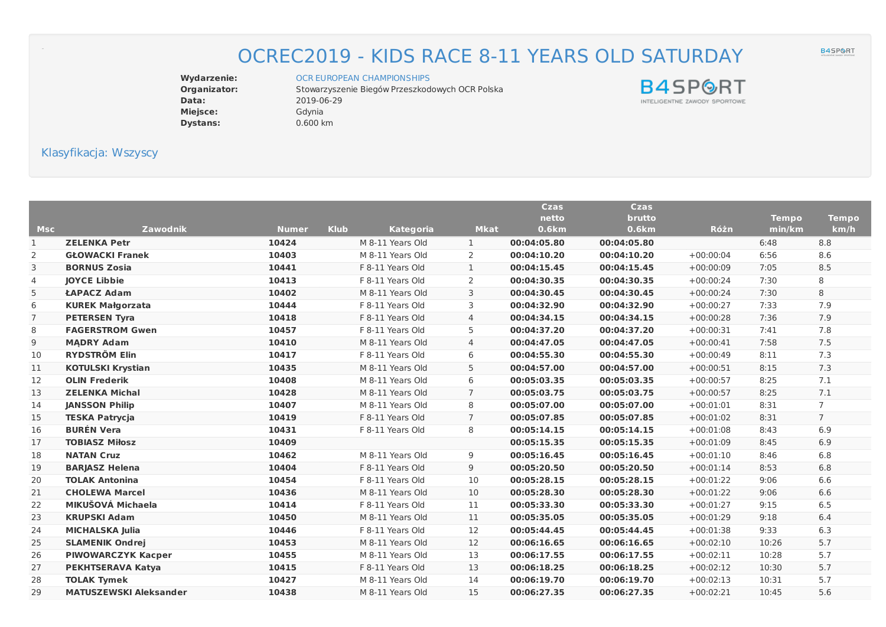# OCREC2019 - KIDS RACE 8-11 YEARS OLD SATURDAY

**Wydarzenie:** OCR EUROPEAN CHAMPIONSHIPS
**Organizator:** Stowarzyszenie Biegów Przeszkodowych OCR Polska
**Data:** 2019-06-29
**Miejsce:** Gdynia
**Dystans:** 0.600 km

B4SPORT
INTELIGENTNE ZAWODY SPORTOWE

## Klasyfikacja: Wszyscy

| Msc | Zawodnik | Numer | Klub | Kategoria | Mkat | Czas netto 0.6km | Czas brutto 0.6km | Różn | Tempo min/km | Tempo km/h |
|---|---|---|---|---|---|---|---|---|---|---|
| 1 | **ZELENKA Petr** | **10424** | | M 8-11 Years Old | 1 | **00:04:05.80** | **00:04:05.80** | | 6:48 | 8.8 |
| 2 | **GŁOWACKI Franek** | **10403** | | M 8-11 Years Old | 2 | **00:04:10.20** | **00:04:10.20** | +00:00:04 | 6:56 | 8.6 |
| 3 | **BORNUS Zosia** | **10441** | | F 8-11 Years Old | 1 | **00:04:15.45** | **00:04:15.45** | +00:00:09 | 7:05 | 8.5 |
| 4 | **JOYCE Libbie** | **10413** | | F 8-11 Years Old | 2 | **00:04:30.35** | **00:04:30.35** | +00:00:24 | 7:30 | 8 |
| 5 | **ŁAPACZ Adam** | **10402** | | M 8-11 Years Old | 3 | **00:04:30.45** | **00:04:30.45** | +00:00:24 | 7:30 | 8 |
| 6 | **KUREK Małgorzata** | **10444** | | F 8-11 Years Old | 3 | **00:04:32.90** | **00:04:32.90** | +00:00:27 | 7:33 | 7.9 |
| 7 | **PETERSEN Tyra** | **10418** | | F 8-11 Years Old | 4 | **00:04:34.15** | **00:04:34.15** | +00:00:28 | 7:36 | 7.9 |
| 8 | **FAGERSTROM Gwen** | **10457** | | F 8-11 Years Old | 5 | **00:04:37.20** | **00:04:37.20** | +00:00:31 | 7:41 | 7.8 |
| 9 | **MĄDRY Adam** | **10410** | | M 8-11 Years Old | 4 | **00:04:47.05** | **00:04:47.05** | +00:00:41 | 7:58 | 7.5 |
| 10 | **RYDSTRÖM Elin** | **10417** | | F 8-11 Years Old | 6 | **00:04:55.30** | **00:04:55.30** | +00:00:49 | 8:11 | 7.3 |
| 11 | **KOTULSKI Krystian** | **10435** | | M 8-11 Years Old | 5 | **00:04:57.00** | **00:04:57.00** | +00:00:51 | 8:15 | 7.3 |
| 12 | **OLIN Frederik** | **10408** | | M 8-11 Years Old | 6 | **00:05:03.35** | **00:05:03.35** | +00:00:57 | 8:25 | 7.1 |
| 13 | **ZELENKA Michal** | **10428** | | M 8-11 Years Old | 7 | **00:05:03.75** | **00:05:03.75** | +00:00:57 | 8:25 | 7.1 |
| 14 | **JANSSON Philip** | **10407** | | M 8-11 Years Old | 8 | **00:05:07.00** | **00:05:07.00** | +00:01:01 | 8:31 | 7 |
| 15 | **TESKA Patrycja** | **10419** | | F 8-11 Years Old | 7 | **00:05:07.85** | **00:05:07.85** | +00:01:02 | 8:31 | 7 |
| 16 | **BURÉN Vera** | **10431** | | F 8-11 Years Old | 8 | **00:05:14.15** | **00:05:14.15** | +00:01:08 | 8:43 | 6.9 |
| 17 | **TOBIASZ Miłosz** | **10409** | | | | **00:05:15.35** | **00:05:15.35** | +00:01:09 | 8:45 | 6.9 |
| 18 | **NATAN Cruz** | **10462** | | M 8-11 Years Old | 9 | **00:05:16.45** | **00:05:16.45** | +00:01:10 | 8:46 | 6.8 |
| 19 | **BARJASZ Helena** | **10404** | | F 8-11 Years Old | 9 | **00:05:20.50** | **00:05:20.50** | +00:01:14 | 8:53 | 6.8 |
| 20 | **TOLAK Antonina** | **10454** | | F 8-11 Years Old | 10 | **00:05:28.15** | **00:05:28.15** | +00:01:22 | 9:06 | 6.6 |
| 21 | **CHOLEWA Marcel** | **10436** | | M 8-11 Years Old | 10 | **00:05:28.30** | **00:05:28.30** | +00:01:22 | 9:06 | 6.6 |
| 22 | **MIKUŠOVÁ Michaela** | **10414** | | F 8-11 Years Old | 11 | **00:05:33.30** | **00:05:33.30** | +00:01:27 | 9:15 | 6.5 |
| 23 | **KRUPSKI Adam** | **10450** | | M 8-11 Years Old | 11 | **00:05:35.05** | **00:05:35.05** | +00:01:29 | 9:18 | 6.4 |
| 24 | **MICHALSKA Julia** | **10446** | | F 8-11 Years Old | 12 | **00:05:44.45** | **00:05:44.45** | +00:01:38 | 9:33 | 6.3 |
| 25 | **SLAMENIK Ondrej** | **10453** | | M 8-11 Years Old | 12 | **00:06:16.65** | **00:06:16.65** | +00:02:10 | 10:26 | 5.7 |
| 26 | **PIWOWARCZYK Kacper** | **10455** | | M 8-11 Years Old | 13 | **00:06:17.55** | **00:06:17.55** | +00:02:11 | 10:28 | 5.7 |
| 27 | **PEKHTSERAVA Katya** | **10415** | | F 8-11 Years Old | 13 | **00:06:18.25** | **00:06:18.25** | +00:02:12 | 10:30 | 5.7 |
| 28 | **TOLAK Tymek** | **10427** | | M 8-11 Years Old | 14 | **00:06:19.70** | **00:06:19.70** | +00:02:13 | 10:31 | 5.7 |
| 29 | **MATUSZEWSKI Aleksander** | **10438** | | M 8-11 Years Old | 15 | **00:06:27.35** | **00:06:27.35** | +00:02:21 | 10:45 | 5.6 |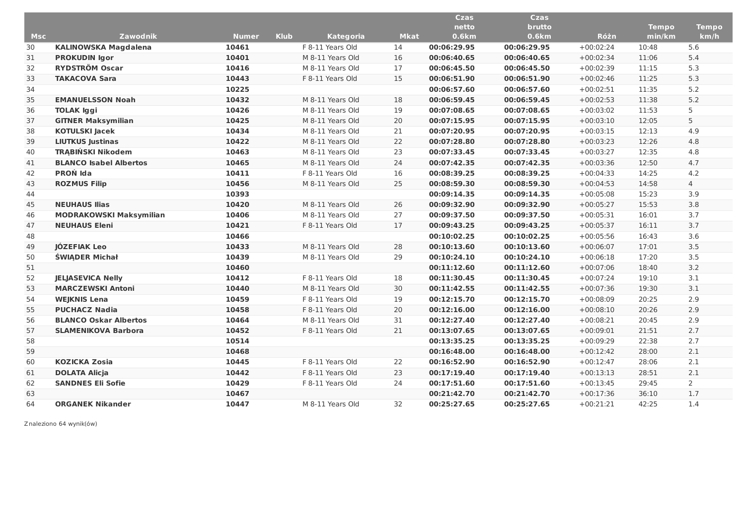| Msc | Zawodnik | Numer | Klub | Kategoria | Mkat | Czas netto 0.6km | Czas brutto 0.6km | Różn | Tempo min/km | Tempo km/h |
|---|---|---|---|---|---|---|---|---|---|---|
| 30 | **KALINOWSKA Magdalena** | **10461** | | F 8-11 Years Old | 14 | **00:06:29.95** | **00:06:29.95** | +00:02:24 | 10:48 | 5.6 |
| 31 | **PROKUDIN Igor** | **10401** | | M 8-11 Years Old | 16 | **00:06:40.65** | **00:06:40.65** | +00:02:34 | 11:06 | 5.4 |
| 32 | **RYDSTRÖM Oscar** | **10416** | | M 8-11 Years Old | 17 | **00:06:45.50** | **00:06:45.50** | +00:02:39 | 11:15 | 5.3 |
| 33 | **TAKACOVA Sara** | **10443** | | F 8-11 Years Old | 15 | **00:06:51.90** | **00:06:51.90** | +00:02:46 | 11:25 | 5.3 |
| 34 | | **10225** | | | | **00:06:57.60** | **00:06:57.60** | +00:02:51 | 11:35 | 5.2 |
| 35 | **EMANUELSSON Noah** | **10432** | | M 8-11 Years Old | 18 | **00:06:59.45** | **00:06:59.45** | +00:02:53 | 11:38 | 5.2 |
| 36 | **TOLAK Iggi** | **10426** | | M 8-11 Years Old | 19 | **00:07:08.65** | **00:07:08.65** | +00:03:02 | 11:53 | 5 |
| 37 | **GITNER Maksymilian** | **10425** | | M 8-11 Years Old | 20 | **00:07:15.95** | **00:07:15.95** | +00:03:10 | 12:05 | 5 |
| 38 | **KOTULSKI Jacek** | **10434** | | M 8-11 Years Old | 21 | **00:07:20.95** | **00:07:20.95** | +00:03:15 | 12:13 | 4.9 |
| 39 | **LIUTKUS Justinas** | **10422** | | M 8-11 Years Old | 22 | **00:07:28.80** | **00:07:28.80** | +00:03:23 | 12:26 | 4.8 |
| 40 | **TRĄBIŃSKI Nikodem** | **10463** | | M 8-11 Years Old | 23 | **00:07:33.45** | **00:07:33.45** | +00:03:27 | 12:35 | 4.8 |
| 41 | **BLANCO Isabel Albertos** | **10465** | | M 8-11 Years Old | 24 | **00:07:42.35** | **00:07:42.35** | +00:03:36 | 12:50 | 4.7 |
| 42 | **PROŃ Ida** | **10411** | | F 8-11 Years Old | 16 | **00:08:39.25** | **00:08:39.25** | +00:04:33 | 14:25 | 4.2 |
| 43 | **ROZMUS Filip** | **10456** | | M 8-11 Years Old | 25 | **00:08:59.30** | **00:08:59.30** | +00:04:53 | 14:58 | 4 |
| 44 | | **10393** | | | | **00:09:14.35** | **00:09:14.35** | +00:05:08 | 15:23 | 3.9 |
| 45 | **NEUHAUS Ilias** | **10420** | | M 8-11 Years Old | 26 | **00:09:32.90** | **00:09:32.90** | +00:05:27 | 15:53 | 3.8 |
| 46 | **MODRAKOWSKI Maksymilian** | **10406** | | M 8-11 Years Old | 27 | **00:09:37.50** | **00:09:37.50** | +00:05:31 | 16:01 | 3.7 |
| 47 | **NEUHAUS Eleni** | **10421** | | F 8-11 Years Old | 17 | **00:09:43.25** | **00:09:43.25** | +00:05:37 | 16:11 | 3.7 |
| 48 | | **10466** | | | | **00:10:02.25** | **00:10:02.25** | +00:05:56 | 16:43 | 3.6 |
| 49 | **JÓZEFIAK Leo** | **10433** | | M 8-11 Years Old | 28 | **00:10:13.60** | **00:10:13.60** | +00:06:07 | 17:01 | 3.5 |
| 50 | **ŚWIĄDER Michał** | **10439** | | M 8-11 Years Old | 29 | **00:10:24.10** | **00:10:24.10** | +00:06:18 | 17:20 | 3.5 |
| 51 | | **10460** | | | | **00:11:12.60** | **00:11:12.60** | +00:07:06 | 18:40 | 3.2 |
| 52 | **JELJASEVICA Nelly** | **10412** | | F 8-11 Years Old | 18 | **00:11:30.45** | **00:11:30.45** | +00:07:24 | 19:10 | 3.1 |
| 53 | **MARCZEWSKI Antoni** | **10440** | | M 8-11 Years Old | 30 | **00:11:42.55** | **00:11:42.55** | +00:07:36 | 19:30 | 3.1 |
| 54 | **WEJKNIS Lena** | **10459** | | F 8-11 Years Old | 19 | **00:12:15.70** | **00:12:15.70** | +00:08:09 | 20:25 | 2.9 |
| 55 | **PUCHACZ Nadia** | **10458** | | F 8-11 Years Old | 20 | **00:12:16.00** | **00:12:16.00** | +00:08:10 | 20:26 | 2.9 |
| 56 | **BLANCO Oskar Albertos** | **10464** | | M 8-11 Years Old | 31 | **00:12:27.40** | **00:12:27.40** | +00:08:21 | 20:45 | 2.9 |
| 57 | **SLAMENIKOVA Barbora** | **10452** | | F 8-11 Years Old | 21 | **00:13:07.65** | **00:13:07.65** | +00:09:01 | 21:51 | 2.7 |
| 58 | | **10514** | | | | **00:13:35.25** | **00:13:35.25** | +00:09:29 | 22:38 | 2.7 |
| 59 | | **10468** | | | | **00:16:48.00** | **00:16:48.00** | +00:12:42 | 28:00 | 2.1 |
| 60 | **KOZICKA Zosia** | **10445** | | F 8-11 Years Old | 22 | **00:16:52.90** | **00:16:52.90** | +00:12:47 | 28:06 | 2.1 |
| 61 | **DOLATA Alicja** | **10442** | | F 8-11 Years Old | 23 | **00:17:19.40** | **00:17:19.40** | +00:13:13 | 28:51 | 2.1 |
| 62 | **SANDNES Eli Sofie** | **10429** | | F 8-11 Years Old | 24 | **00:17:51.60** | **00:17:51.60** | +00:13:45 | 29:45 | 2 |
| 63 | | **10467** | | | | **00:21:42.70** | **00:21:42.70** | +00:17:36 | 36:10 | 1.7 |
| 64 | **ORGANEK Nikander** | **10447** | | M 8-11 Years Old | 32 | **00:25:27.65** | **00:25:27.65** | +00:21:21 | 42:25 | 1.4 |

Znaleziono 64 wynik(ów)